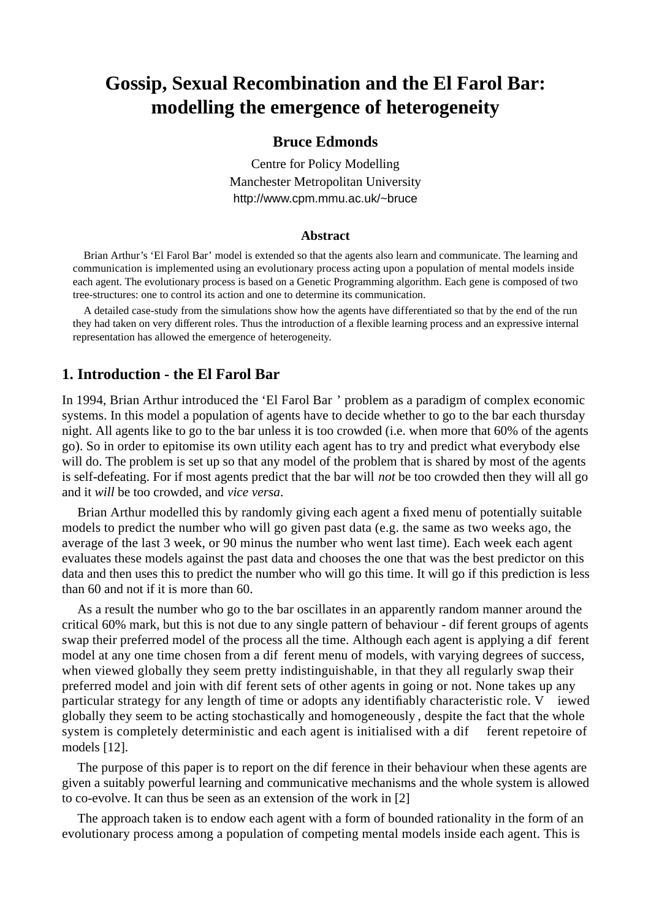# Gossip, Sexual Recombination and the El Farol Bar: modelling the emergence of heterogeneity

**Bruce Edmonds**

Centre for Policy Modelling
Manchester Metropolitan University
http://www.cpm.mmu.ac.uk/~bruce

### Abstract

Brian Arthur's 'El Farol Bar' model is extended so that the agents also learn and communicate. The learning and communication is implemented using an evolutionary process acting upon a population of mental models inside each agent. The evolutionary process is based on a Genetic Programming algorithm. Each gene is composed of two tree-structures: one to control its action and one to determine its communication.

A detailed case-study from the simulations show how the agents have differentiated so that by the end of the run they had taken on very different roles. Thus the introduction of a flexible learning process and an expressive internal representation has allowed the emergence of heterogeneity.

## 1. Introduction - the El Farol Bar

In 1994, Brian Arthur introduced the 'El Farol Bar ' problem as a paradigm of complex economic systems. In this model a population of agents have to decide whether to go to the bar each thursday night. All agents like to go to the bar unless it is too crowded (i.e. when more that 60% of the agents go). So in order to epitomise its own utility each agent has to try and predict what everybody else will do. The problem is set up so that any model of the problem that is shared by most of the agents is self-defeating. For if most agents predict that the bar will *not* be too crowded then they will all go and it *will* be too crowded, and *vice versa*.

Brian Arthur modelled this by randomly giving each agent a fixed menu of potentially suitable models to predict the number who will go given past data (e.g. the same as two weeks ago, the average of the last 3 week, or 90 minus the number who went last time). Each week each agent evaluates these models against the past data and chooses the one that was the best predictor on this data and then uses this to predict the number who will go this time. It will go if this prediction is less than 60 and not if it is more than 60.

As a result the number who go to the bar oscillates in an apparently random manner around the critical 60% mark, but this is not due to any single pattern of behaviour - different groups of agents swap their preferred model of the process all the time. Although each agent is applying a different model at any one time chosen from a different menu of models, with varying degrees of success, when viewed globally they seem pretty indistinguishable, in that they all regularly swap their preferred model and join with different sets of other agents in going or not. None takes up any particular strategy for any length of time or adopts any identifiably characteristic role. Viewed globally they seem to be acting stochastically and homogeneously, despite the fact that the whole system is completely deterministic and each agent is initialised with a different repetoire of models [12].

The purpose of this paper is to report on the difference in their behaviour when these agents are given a suitably powerful learning and communicative mechanisms and the whole system is allowed to co-evolve. It can thus be seen as an extension of the work in [2]

The approach taken is to endow each agent with a form of bounded rationality in the form of an evolutionary process among a population of competing mental models inside each agent. This is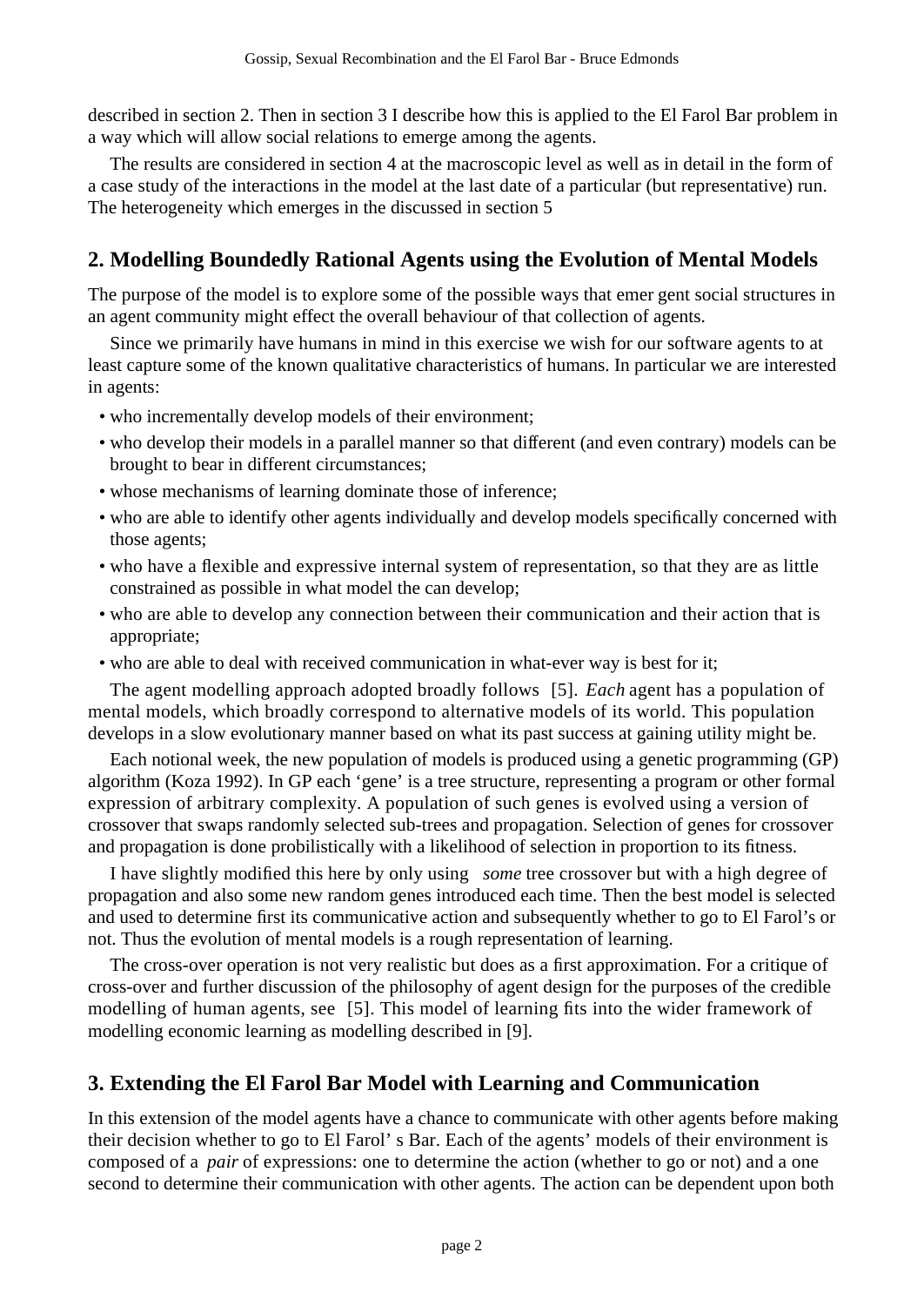described in section 2. Then in section 3 I describe how this is applied to the El Farol Bar problem in a way which will allow social relations to emerge among the agents.

The results are considered in section 4 at the macroscopic level as well as in detail in the form of a case study of the interactions in the model at the last date of a particular (but representative) run. The heterogeneity which emerges in the discussed in section 5

## 2. Modelling Boundedly Rational Agents using the Evolution of Mental Models

The purpose of the model is to explore some of the possible ways that emer gent social structures in an agent community might effect the overall behaviour of that collection of agents.

Since we primarily have humans in mind in this exercise we wish for our software agents to at least capture some of the known qualitative characteristics of humans. In particular we are interested in agents:

- who incrementally develop models of their environment;
- who develop their models in a parallel manner so that different (and even contrary) models can be brought to bear in different circumstances;
- whose mechanisms of learning dominate those of inference;
- who are able to identify other agents individually and develop models specifically concerned with those agents;
- who have a flexible and expressive internal system of representation, so that they are as little constrained as possible in what model the can develop;
- who are able to develop any connection between their communication and their action that is appropriate;
- who are able to deal with received communication in what-ever way is best for it;

The agent modelling approach adopted broadly follows [5]. *Each* agent has a population of mental models, which broadly correspond to alternative models of its world. This population develops in a slow evolutionary manner based on what its past success at gaining utility might be.

Each notional week, the new population of models is produced using a genetic programming (GP) algorithm (Koza 1992). In GP each 'gene' is a tree structure, representing a program or other formal expression of arbitrary complexity. A population of such genes is evolved using a version of crossover that swaps randomly selected sub-trees and propagation. Selection of genes for crossover and propagation is done probilistically with a likelihood of selection in proportion to its fitness.

I have slightly modified this here by only using *some* tree crossover but with a high degree of propagation and also some new random genes introduced each time. Then the best model is selected and used to determine first its communicative action and subsequently whether to go to El Farol's or not. Thus the evolution of mental models is a rough representation of learning.

The cross-over operation is not very realistic but does as a first approximation. For a critique of cross-over and further discussion of the philosophy of agent design for the purposes of the credible modelling of human agents, see [5]. This model of learning fits into the wider framework of modelling economic learning as modelling described in [9].

## 3. Extending the El Farol Bar Model with Learning and Communication

In this extension of the model agents have a chance to communicate with other agents before making their decision whether to go to El Farol' s Bar. Each of the agents' models of their environment is composed of a *pair* of expressions: one to determine the action (whether to go or not) and a one second to determine their communication with other agents. The action can be dependent upon both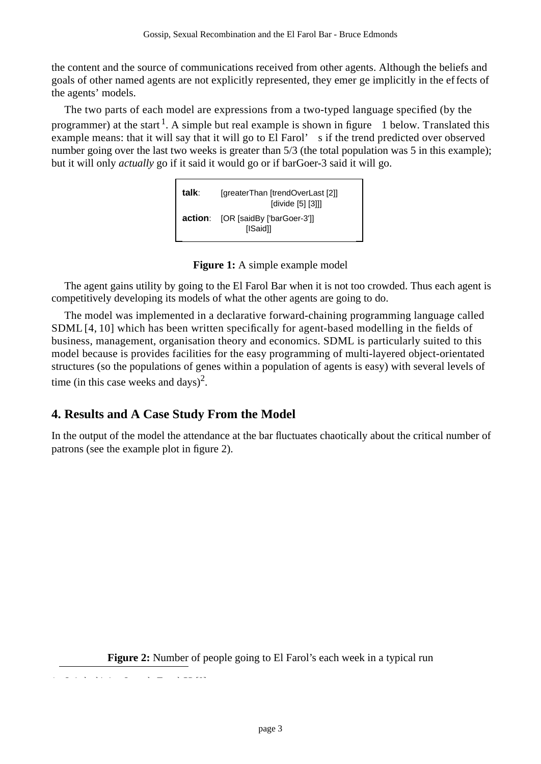the content and the source of communications received from other agents. Although the beliefs and goals of other named agents are not explicitly represented, they emerge implicitly in the effects of the agents' models.

The two parts of each model are expressions from a two-typed language specified (by the programmer) at the start[1]. A simple but real example is shown in figure 1 below. Translated this example means: that it will say that it will go to El Farol's if the trend predicted over observed number going over the last two weeks is greater than 5/3 (the total population was 5 in this example); but it will only *actually* go if it said it would go or if barGoer-3 said it will go.

```
talk:    [greaterThan [trendOverLast [2]]
                      [divide [5] [3]]]
action:  [OR [saidBy ['barGoer-3']]
             [ISaid]]
```

**Figure 1:** A simple example model

The agent gains utility by going to the El Farol Bar when it is not too crowded. Thus each agent is competitively developing its models of what the other agents are going to do.

The model was implemented in a declarative forward-chaining programming language called SDML [4, 10] which has been written specifically for agent-based modelling in the fields of business, management, organisation theory and economics. SDML is particularly suited to this model because is provides facilities for the easy programming of multi-layered object-orientated structures (so the populations of genes within a population of agents is easy) with several levels of time (in this case weeks and days)[2].

## 4. Results and A Case Study From the Model

In the output of the model the attendance at the bar fluctuates chaotically about the critical number of patrons (see the example plot in figure 2).

**Figure 2:** Number of people going to El Farol's each week in a typical run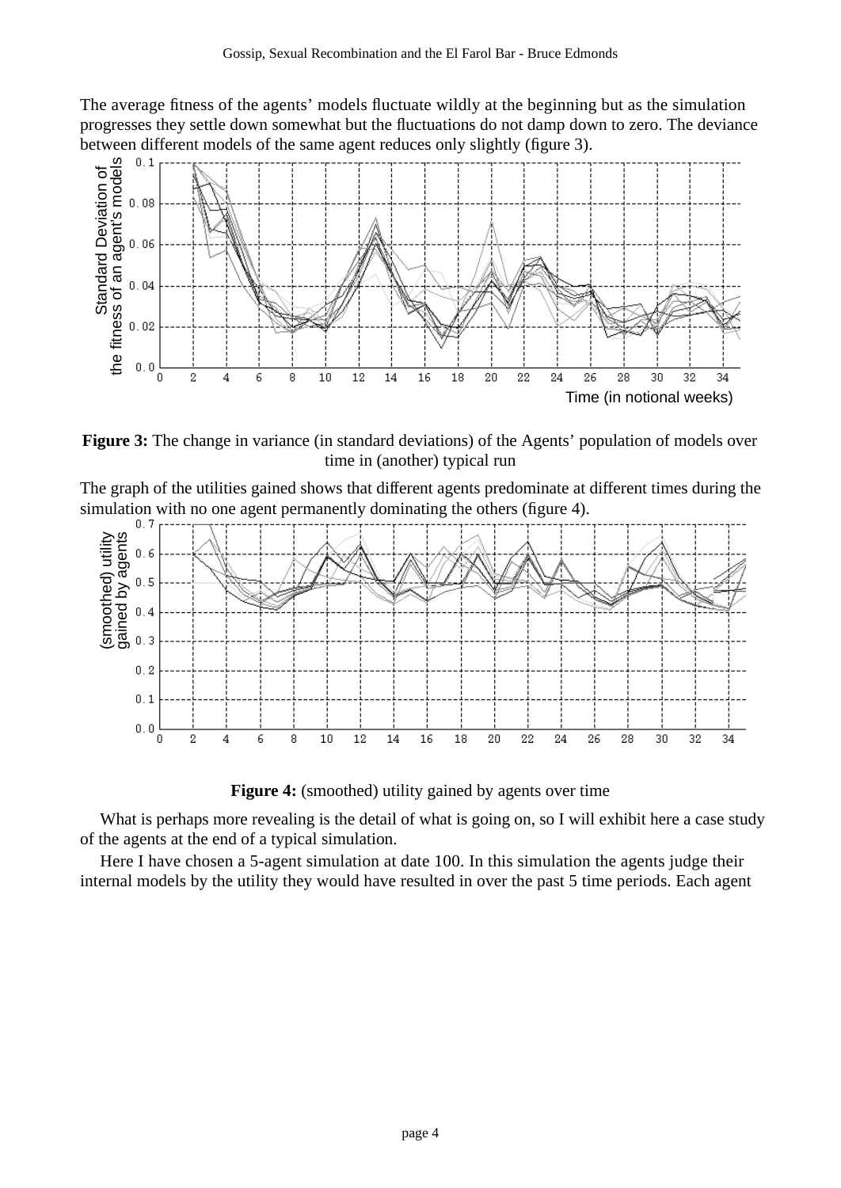The average fitness of the agents' models fluctuate wildly at the beginning but as the simulation progresses they settle down somewhat but the fluctuations do not damp down to zero. The deviance between different models of the same agent reduces only slightly (figure 3).

**Figure 3:** The change in variance (in standard deviations) of the Agents' population of models over time in (another) typical run

The graph of the utilities gained shows that different agents predominate at different times during the simulation with no one agent permanently dominating the others (figure 4).

**Figure 4:** (smoothed) utility gained by agents over time

What is perhaps more revealing is the detail of what is going on, so I will exhibit here a case study of the agents at the end of a typical simulation.

Here I have chosen a 5-agent simulation at date 100. In this simulation the agents judge their internal models by the utility they would have resulted in over the past 5 time periods. Each agent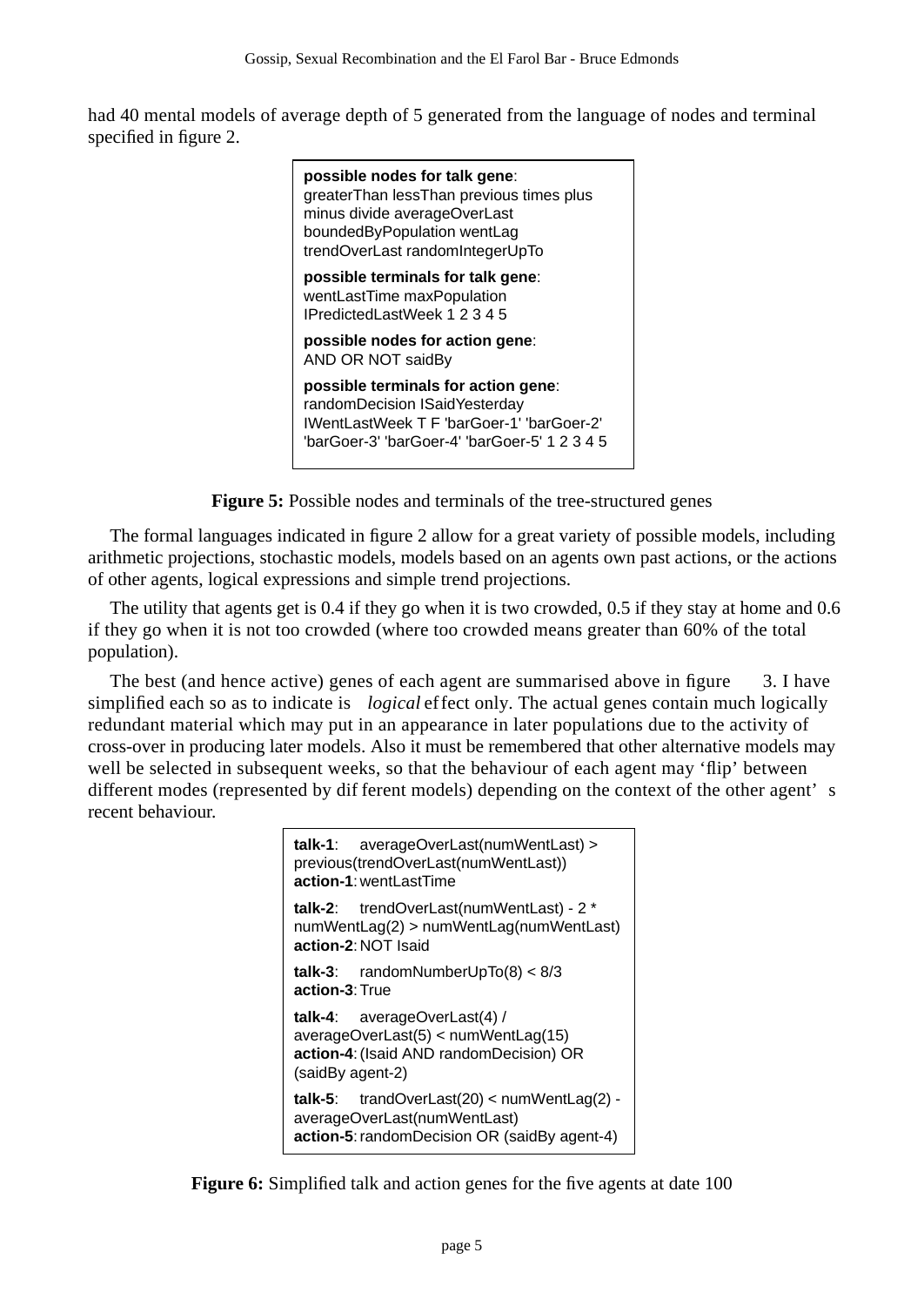had 40 mental models of average depth of 5 generated from the language of nodes and terminal specified in figure 2.

> **possible nodes for talk gene**:
> greaterThan lessThan previous times plus minus divide averageOverLast boundedByPopulation wentLag trendOverLast randomIntegerUpTo
>
> **possible terminals for talk gene**:
> wentLastTime maxPopulation IPredictedLastWeek 1 2 3 4 5
>
> **possible nodes for action gene**:
> AND OR NOT saidBy
>
> **possible terminals for action gene**:
> randomDecision ISaidYesterday IWentLastWeek T F 'barGoer-1' 'barGoer-2' 'barGoer-3' 'barGoer-4' 'barGoer-5' 1 2 3 4 5

**Figure 5:** Possible nodes and terminals of the tree-structured genes

The formal languages indicated in figure 2 allow for a great variety of possible models, including arithmetic projections, stochastic models, models based on an agents own past actions, or the actions of other agents, logical expressions and simple trend projections.

The utility that agents get is 0.4 if they go when it is two crowded, 0.5 if they stay at home and 0.6 if they go when it is not too crowded (where too crowded means greater than 60% of the total population).

The best (and hence active) genes of each agent are summarised above in figure 3. I have simplified each so as to indicate is *logical* effect only. The actual genes contain much logically redundant material which may put in an appearance in later populations due to the activity of cross-over in producing later models. Also it must be remembered that other alternative models may well be selected in subsequent weeks, so that the behaviour of each agent may 'flip' between different modes (represented by different models) depending on the context of the other agent's recent behaviour.

> **talk-1**: averageOverLast(numWentLast) > previous(trendOverLast(numWentLast))
> **action-1**: wentLastTime
>
> **talk-2**: trendOverLast(numWentLast) - 2 * numWentLag(2) > numWentLag(numWentLast)
> **action-2**: NOT Isaid
>
> **talk-3**: randomNumberUpTo(8) < 8/3
> **action-3**: True
>
> **talk-4**: averageOverLast(4) / averageOverLast(5) < numWentLag(15)
> **action-4**: (Isaid AND randomDecision) OR (saidBy agent-2)
>
> **talk-5**: trandOverLast(20) < numWentLag(2) - averageOverLast(numWentLast)
> **action-5**: randomDecision OR (saidBy agent-4)

**Figure 6:** Simplified talk and action genes for the five agents at date 100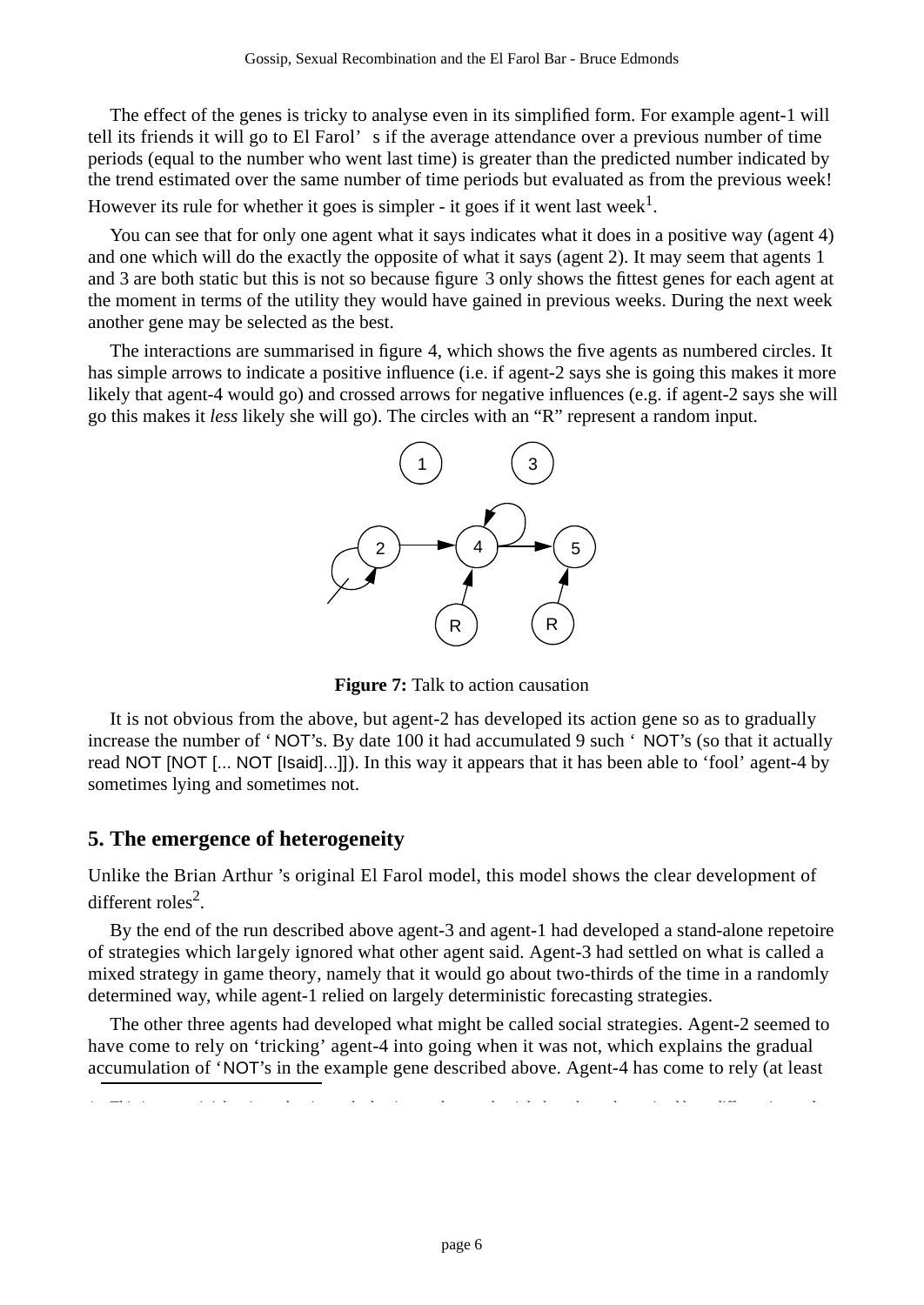The effect of the genes is tricky to analyse even in its simplified form. For example agent-1 will tell its friends it will go to El Farol's if the average attendance over a previous number of time periods (equal to the number who went last time) is greater than the predicted number indicated by the trend estimated over the same number of time periods but evaluated as from the previous week! However its rule for whether it goes is simpler - it goes if it went last week[1].

You can see that for only one agent what it says indicates what it does in a positive way (agent 4) and one which will do the exactly the opposite of what it says (agent 2). It may seem that agents 1 and 3 are both static but this is not so because figure 3 only shows the fittest genes for each agent at the moment in terms of the utility they would have gained in previous weeks. During the next week another gene may be selected as the best.

The interactions are summarised in figure 4, which shows the five agents as numbered circles. It has simple arrows to indicate a positive influence (i.e. if agent-2 says she is going this makes it more likely that agent-4 would go) and crossed arrows for negative influences (e.g. if agent-2 says she will go this makes it *less* likely she will go). The circles with an "R" represent a random input.

**Figure 7:** Talk to action causation

It is not obvious from the above, but agent-2 has developed its action gene so as to gradually increase the number of 'NOT's. By date 100 it had accumulated 9 such 'NOT's (so that it actually read NOT [NOT [... NOT [Isaid]...]]). In this way it appears that it has been able to 'fool' agent-4 by sometimes lying and sometimes not.

## 5. The emergence of heterogeneity

Unlike the Brian Arthur's original El Farol model, this model shows the clear development of different roles[2].

By the end of the run described above agent-3 and agent-1 had developed a stand-alone repetoire of strategies which largely ignored what other agent said. Agent-3 had settled on what is called a mixed strategy in game theory, namely that it would go about two-thirds of the time in a randomly determined way, while agent-1 relied on largely deterministic forecasting strategies.

The other three agents had developed what might be called social strategies. Agent-2 seemed to have come to rely on 'tricking' agent-4 into going when it was not, which explains the gradual accumulation of 'NOT's in the example gene described above. Agent-4 has come to rely (at least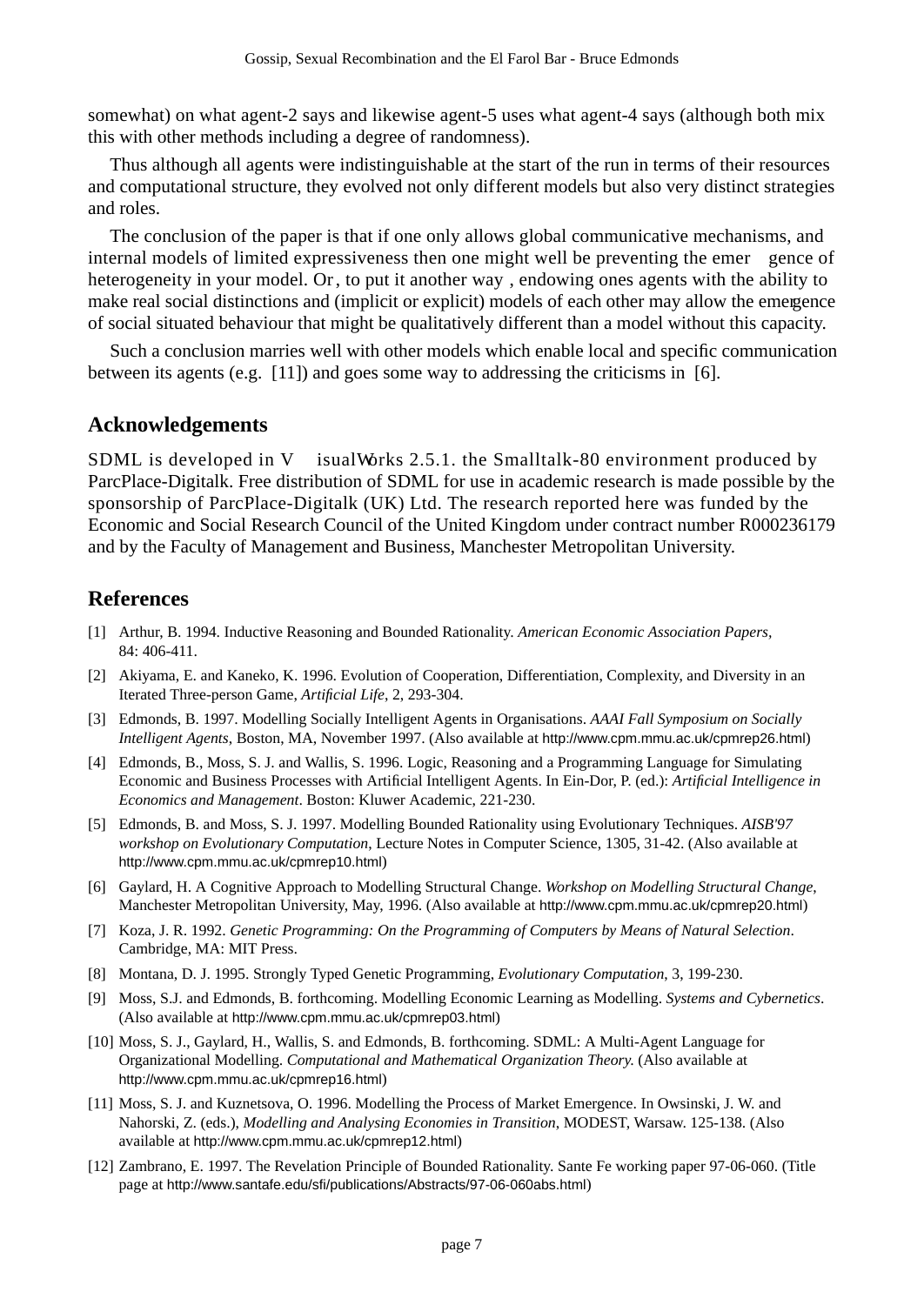somewhat) on what agent-2 says and likewise agent-5 uses what agent-4 says (although both mix this with other methods including a degree of randomness).

Thus although all agents were indistinguishable at the start of the run in terms of their resources and computational structure, they evolved not only different models but also very distinct strategies and roles.

The conclusion of the paper is that if one only allows global communicative mechanisms, and internal models of limited expressiveness then one might well be preventing the emergence of heterogeneity in your model. Or, to put it another way, endowing ones agents with the ability to make real social distinctions and (implicit or explicit) models of each other may allow the emergence of social situated behaviour that might be qualitatively different than a model without this capacity.

Such a conclusion marries well with other models which enable local and specific communication between its agents (e.g. [11]) and goes some way to addressing the criticisms in [6].

## Acknowledgements

SDML is developed in VisualWorks 2.5.1. the Smalltalk-80 environment produced by ParcPlace-Digitalk. Free distribution of SDML for use in academic research is made possible by the sponsorship of ParcPlace-Digitalk (UK) Ltd. The research reported here was funded by the Economic and Social Research Council of the United Kingdom under contract number R000236179 and by the Faculty of Management and Business, Manchester Metropolitan University.

## References

[1] Arthur, B. 1994. Inductive Reasoning and Bounded Rationality. *American Economic Association Papers*, 84: 406-411.

[2] Akiyama, E. and Kaneko, K. 1996. Evolution of Cooperation, Differentiation, Complexity, and Diversity in an Iterated Three-person Game, *Artificial Life*, 2, 293-304.

[3] Edmonds, B. 1997. Modelling Socially Intelligent Agents in Organisations. *AAAI Fall Symposium on Socially Intelligent Agents*, Boston, MA, November 1997. (Also available at http://www.cpm.mmu.ac.uk/cpmrep26.html)

[4] Edmonds, B., Moss, S. J. and Wallis, S. 1996. Logic, Reasoning and a Programming Language for Simulating Economic and Business Processes with Artificial Intelligent Agents. In Ein-Dor, P. (ed.): *Artificial Intelligence in Economics and Management*. Boston: Kluwer Academic, 221-230.

[5] Edmonds, B. and Moss, S. J. 1997. Modelling Bounded Rationality using Evolutionary Techniques. *AISB'97 workshop on Evolutionary Computation*, Lecture Notes in Computer Science, 1305, 31-42. (Also available at http://www.cpm.mmu.ac.uk/cpmrep10.html)

[6] Gaylard, H. A Cognitive Approach to Modelling Structural Change. *Workshop on Modelling Structural Change*, Manchester Metropolitan University, May, 1996. (Also available at http://www.cpm.mmu.ac.uk/cpmrep20.html)

[7] Koza, J. R. 1992. *Genetic Programming: On the Programming of Computers by Means of Natural Selection*. Cambridge, MA: MIT Press.

[8] Montana, D. J. 1995. Strongly Typed Genetic Programming, *Evolutionary Computation*, 3, 199-230.

[9] Moss, S.J. and Edmonds, B. forthcoming. Modelling Economic Learning as Modelling. *Systems and Cybernetics*. (Also available at http://www.cpm.mmu.ac.uk/cpmrep03.html)

[10] Moss, S. J., Gaylard, H., Wallis, S. and Edmonds, B. forthcoming. SDML: A Multi-Agent Language for Organizational Modelling. *Computational and Mathematical Organization Theory*. (Also available at http://www.cpm.mmu.ac.uk/cpmrep16.html)

[11] Moss, S. J. and Kuznetsova, O. 1996. Modelling the Process of Market Emergence. In Owsinski, J. W. and Nahorski, Z. (eds.), *Modelling and Analysing Economies in Transition*, MODEST, Warsaw. 125-138. (Also available at http://www.cpm.mmu.ac.uk/cpmrep12.html)

[12] Zambrano, E. 1997. The Revelation Principle of Bounded Rationality. Sante Fe working paper 97-06-060. (Title page at http://www.santafe.edu/sfi/publications/Abstracts/97-06-060abs.html)